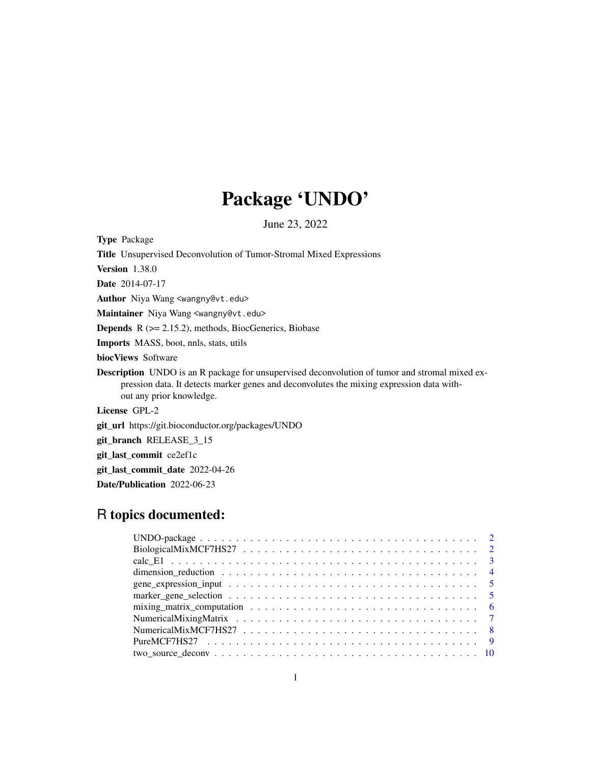# Package 'UNDO'

June 23, 2022

**Type** Package

**Title** Unsupervised Deconvolution of Tumor-Stromal Mixed Expressions

**Version** 1.38.0

**Date** 2014-07-17

**Author** Niya Wang <wangny@vt.edu>

**Maintainer** Niya Wang <wangny@vt.edu>

**Depends** R (>= 2.15.2), methods, BiocGenerics, Biobase

**Imports** MASS, boot, nnls, stats, utils

**biocViews** Software

**Description** UNDO is an R package for unsupervised deconvolution of tumor and stromal mixed expression data. It detects marker genes and deconvolutes the mixing expression data without any prior knowledge.

**License** GPL-2

**git_url** https://git.bioconductor.org/packages/UNDO

**git_branch** RELEASE_3_15

**git_last_commit** ce2ef1c

**git_last_commit_date** 2022-04-26

**Date/Publication** 2022-06-23

## R topics documented:

- UNDO-package . . . . . . . . . . . . . . . . . . . . . . . . . . . . . . . . . . . . . . . 2
- BiologicalMixMCF7HS27 . . . . . . . . . . . . . . . . . . . . . . . . . . . . . . . . . . 2
- calc_E1 . . . . . . . . . . . . . . . . . . . . . . . . . . . . . . . . . . . . . . . . . . 3
- dimension_reduction . . . . . . . . . . . . . . . . . . . . . . . . . . . . . . . . . . . 4
- gene_expression_input . . . . . . . . . . . . . . . . . . . . . . . . . . . . . . . . . . 5
- marker_gene_selection . . . . . . . . . . . . . . . . . . . . . . . . . . . . . . . . . . 5
- mixing_matrix_computation . . . . . . . . . . . . . . . . . . . . . . . . . . . . . . . 6
- NumericalMixingMatrix . . . . . . . . . . . . . . . . . . . . . . . . . . . . . . . . . . 7
- NumericalMixMCF7HS27 . . . . . . . . . . . . . . . . . . . . . . . . . . . . . . . . . . 8
- PureMCF7HS27 . . . . . . . . . . . . . . . . . . . . . . . . . . . . . . . . . . . . . . 9
- two_source_deconv . . . . . . . . . . . . . . . . . . . . . . . . . . . . . . . . . . . . 10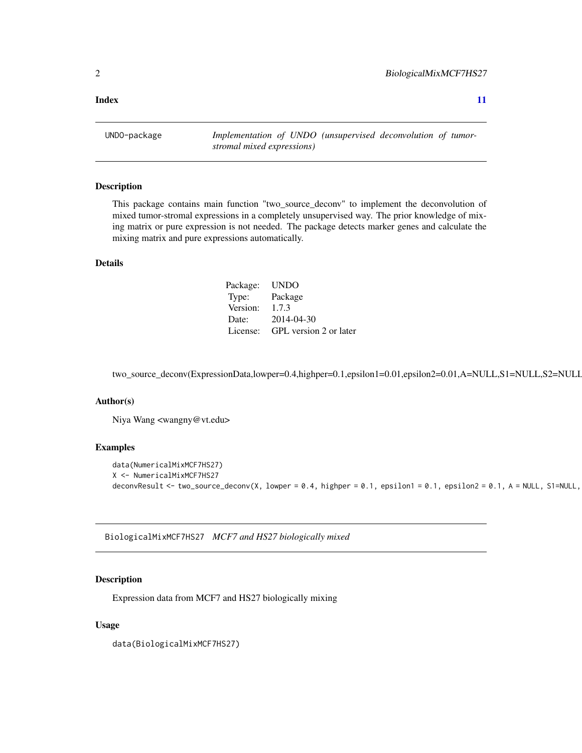**Index** **11**

---

UNDO-package *Implementation of UNDO (unsupervised deconvolution of tumor-stromal mixed expressions)*

---

### Description

This package contains main function "two_source_deconv" to implement the deconvolution of mixed tumor-stromal expressions in a completely unsupervised way. The prior knowledge of mixing matrix or pure expression is not needed. The package detects marker genes and calculate the mixing matrix and pure expressions automatically.

### Details

| | |
|---|---|
| Package: | UNDO |
| Type: | Package |
| Version: | 1.7.3 |
| Date: | 2014-04-30 |
| License: | GPL version 2 or later |

two_source_deconv(ExpressionData,lowper=0.4,highper=0.1,epsilon1=0.01,epsilon2=0.01,A=NULL,S1=NULL,S2=NULL

### Author(s)

Niya Wang <wangny@vt.edu>

### Examples

```
data(NumericalMixMCF7HS27)
X <- NumericalMixMCF7HS27
deconvResult <- two_source_deconv(X, lowper = 0.4, highper = 0.1, epsilon1 = 0.1, epsilon2 = 0.1, A = NULL, S1=NULL,
```

---

BiologicalMixMCF7HS27 *MCF7 and HS27 biologically mixed*

---

### Description

Expression data from MCF7 and HS27 biologically mixing

### Usage

```
data(BiologicalMixMCF7HS27)
```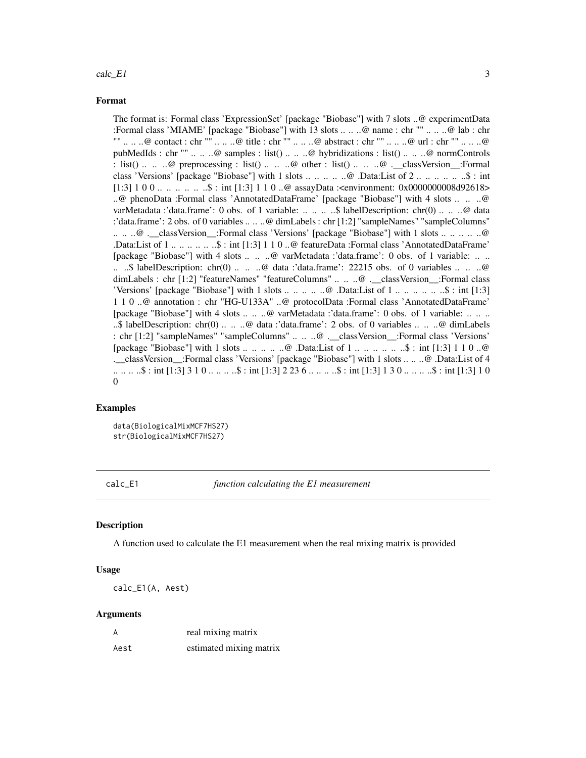## Format

The format is: Formal class 'ExpressionSet' [package "Biobase"] with 7 slots ..@ experimentData :Formal class 'MIAME' [package "Biobase"] with 13 slots .. .. ..@ name : chr "" .. .. ..@ lab : chr "" .. .. ..@ contact : chr "" .. .. ..@ title : chr "" .. .. ..@ abstract : chr "" .. .. ..@ url : chr "" .. .. ..@ pubMedIds : chr "" .. .. ..@ samples : list() .. .. ..@ hybridizations : list() .. .. ..@ normControls : list() .. .. ..@ preprocessing : list() .. .. ..@ other : list() .. .. ..@ .__classVersion__:Formal class 'Versions' [package "Biobase"] with 1 slots .. .. .. .. ..@ .Data:List of 2 .. .. .. .. .. ..$ : int [1:3] 1 0 0 .. .. .. .. .. ..$ : int [1:3] 1 1 0 ..@ assayData :<environment: 0x0000000008d92618> ..@ phenoData :Formal class 'AnnotatedDataFrame' [package "Biobase"] with 4 slots .. .. ..@ varMetadata :'data.frame': 0 obs. of 1 variable: .. .. .. ..$ labelDescription: chr(0) .. .. ..@ data :'data.frame': 2 obs. of 0 variables .. .. ..@ dimLabels : chr [1:2] "sampleNames" "sampleColumns" .. .. ..@ .__classVersion__:Formal class 'Versions' [package "Biobase"] with 1 slots .. .. .. .. ..@ .Data:List of 1 .. .. .. .. .. ..$ : int [1:3] 1 1 0 ..@ featureData :Formal class 'AnnotatedDataFrame' [package "Biobase"] with 4 slots .. .. ..@ varMetadata :'data.frame': 0 obs. of 1 variable: .. .. .. ..$ labelDescription: chr(0) .. .. ..@ data :'data.frame': 22215 obs. of 0 variables .. .. ..@ dimLabels : chr [1:2] "featureNames" "featureColumns" .. .. ..@ .__classVersion__:Formal class 'Versions' [package "Biobase"] with 1 slots .. .. .. .. ..@ .Data:List of 1 .. .. .. .. .. ..$ : int [1:3] 1 1 0 ..@ annotation : chr "HG-U133A" ..@ protocolData :Formal class 'AnnotatedDataFrame' [package "Biobase"] with 4 slots .. .. ..@ varMetadata :'data.frame': 0 obs. of 1 variable: .. .. .. ..$ labelDescription: chr(0) .. .. ..@ data :'data.frame': 2 obs. of 0 variables .. .. ..@ dimLabels : chr [1:2] "sampleNames" "sampleColumns" .. .. ..@ .__classVersion__:Formal class 'Versions' [package "Biobase"] with 1 slots .. .. .. .. ..@ .Data:List of 1 .. .. .. .. .. ..$ : int [1:3] 1 1 0 ..@ .__classVersion__:Formal class 'Versions' [package "Biobase"] with 1 slots .. .. ..@ .Data:List of 4 .. .. .. ..$ : int [1:3] 3 1 0 .. .. .. ..$ : int [1:3] 2 23 6 .. .. .. ..$ : int [1:3] 1 3 0 .. .. .. ..$ : int [1:3] 1 0 0

## Examples

```
data(BiologicalMixMCF7HS27)
str(BiologicalMixMCF7HS27)
```

---

`calc_E1` *function calculating the E1 measurement*

---

## Description

A function used to calculate the E1 measurement when the real mixing matrix is provided

## Usage

```
calc_E1(A, Aest)
```

## Arguments

| | |
|---|---|
| A | real mixing matrix |
| Aest | estimated mixing matrix |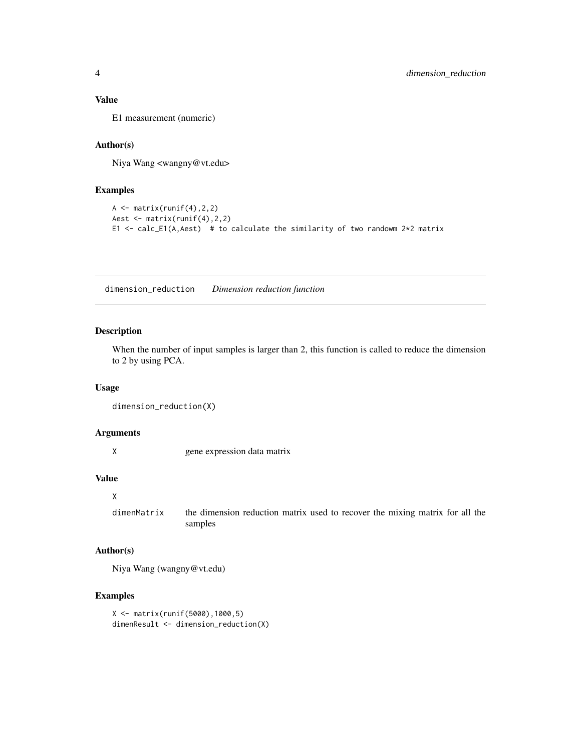### Value

E1 measurement (numeric)

### Author(s)

Niya Wang <wangny@vt.edu>

### Examples

```
A <- matrix(runif(4),2,2)
Aest <- matrix(runif(4),2,2)
E1 <- calc_E1(A,Aest)  # to calculate the similarity of two randowm 2*2 matrix
```

---

## dimension_reduction    *Dimension reduction function*

### Description

When the number of input samples is larger than 2, this function is called to reduce the dimension to 2 by using PCA.

### Usage

```
dimension_reduction(X)
```

### Arguments

| | |
|---|---|
| X | gene expression data matrix |

### Value

| | |
|---|---|
| X | |
| dimenMatrix | the dimension reduction matrix used to recover the mixing matrix for all the samples |

### Author(s)

Niya Wang (wangny@vt.edu)

### Examples

```
X <- matrix(runif(5000),1000,5)
dimenResult <- dimension_reduction(X)
```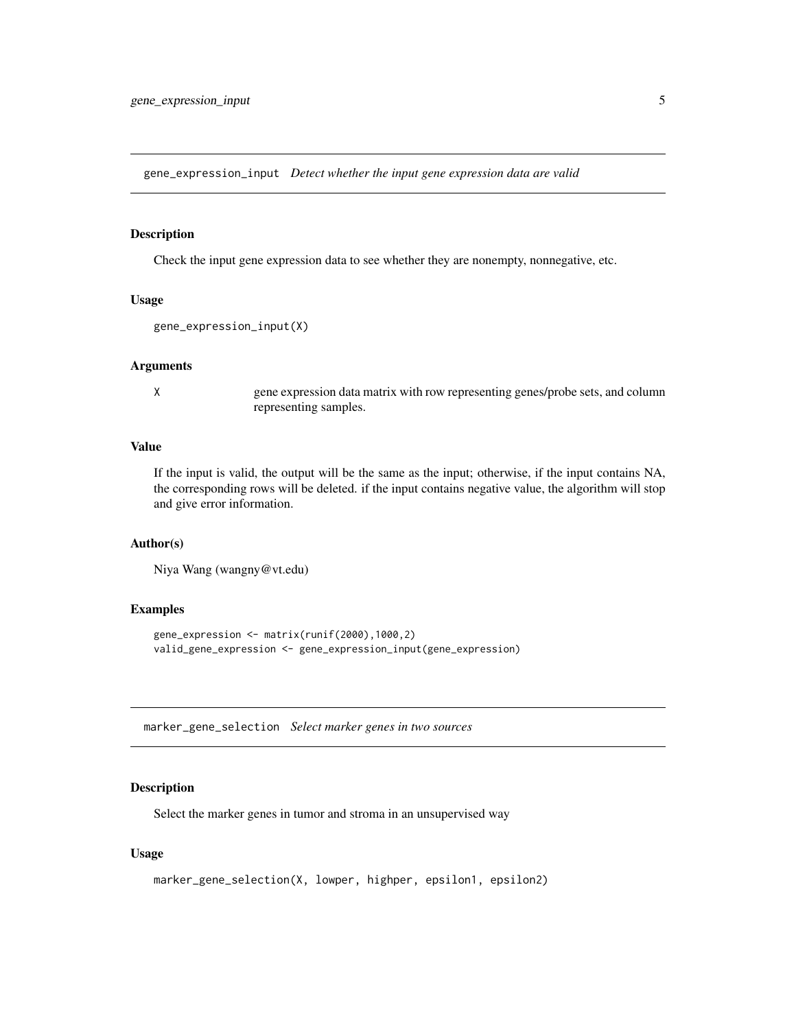## gene_expression_input *Detect whether the input gene expression data are valid*

### Description

Check the input gene expression data to see whether they are nonempty, nonnegative, etc.

### Usage

```
gene_expression_input(X)
```

### Arguments

| | |
|---|---|
| X | gene expression data matrix with row representing genes/probe sets, and column representing samples. |

### Value

If the input is valid, the output will be the same as the input; otherwise, if the input contains NA, the corresponding rows will be deleted. if the input contains negative value, the algorithm will stop and give error information.

### Author(s)

Niya Wang (wangny@vt.edu)

### Examples

```
gene_expression <- matrix(runif(2000),1000,2)
valid_gene_expression <- gene_expression_input(gene_expression)
```

## marker_gene_selection *Select marker genes in two sources*

### Description

Select the marker genes in tumor and stroma in an unsupervised way

### Usage

```
marker_gene_selection(X, lowper, highper, epsilon1, epsilon2)
```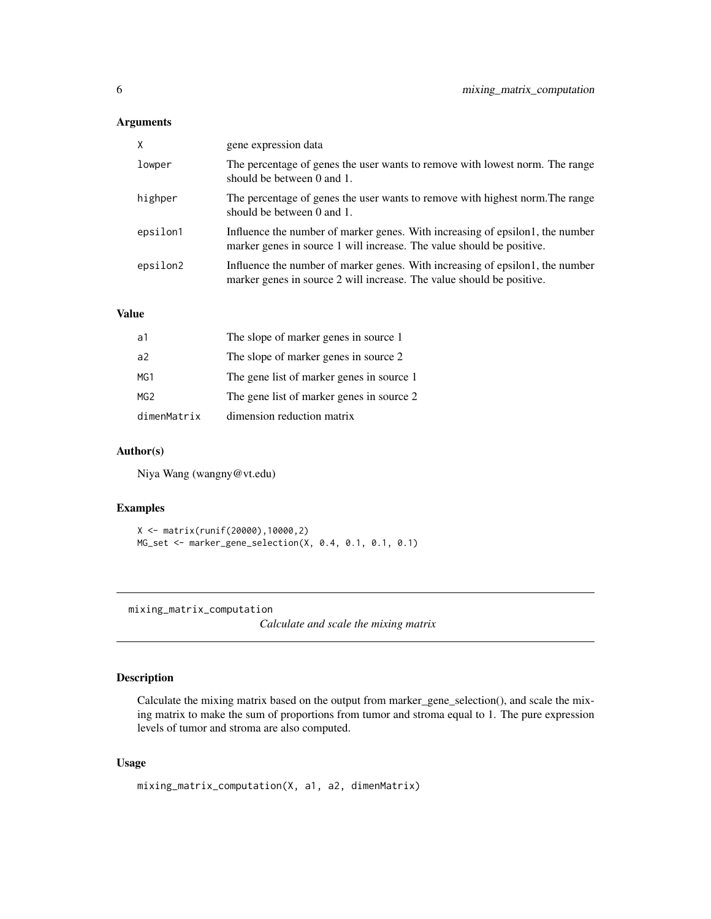## Arguments

| | |
|---|---|
| X | gene expression data |
| lowper | The percentage of genes the user wants to remove with lowest norm. The range should be between 0 and 1. |
| highper | The percentage of genes the user wants to remove with highest norm.The range should be between 0 and 1. |
| epsilon1 | Influence the number of marker genes. With increasing of epsilon1, the number marker genes in source 1 will increase. The value should be positive. |
| epsilon2 | Influence the number of marker genes. With increasing of epsilon1, the number marker genes in source 2 will increase. The value should be positive. |

## Value

| | |
|---|---|
| a1 | The slope of marker genes in source 1 |
| a2 | The slope of marker genes in source 2 |
| MG1 | The gene list of marker genes in source 1 |
| MG2 | The gene list of marker genes in source 2 |
| dimenMatrix | dimension reduction matrix |

## Author(s)

Niya Wang (wangny@vt.edu)

## Examples

```
X <- matrix(runif(20000),10000,2)
MG_set <- marker_gene_selection(X, 0.4, 0.1, 0.1, 0.1)
```

---

# mixing_matrix_computation

*Calculate and scale the mixing matrix*

## Description

Calculate the mixing matrix based on the output from marker_gene_selection(), and scale the mixing matrix to make the sum of proportions from tumor and stroma equal to 1. The pure expression levels of tumor and stroma are also computed.

## Usage

```
mixing_matrix_computation(X, a1, a2, dimenMatrix)
```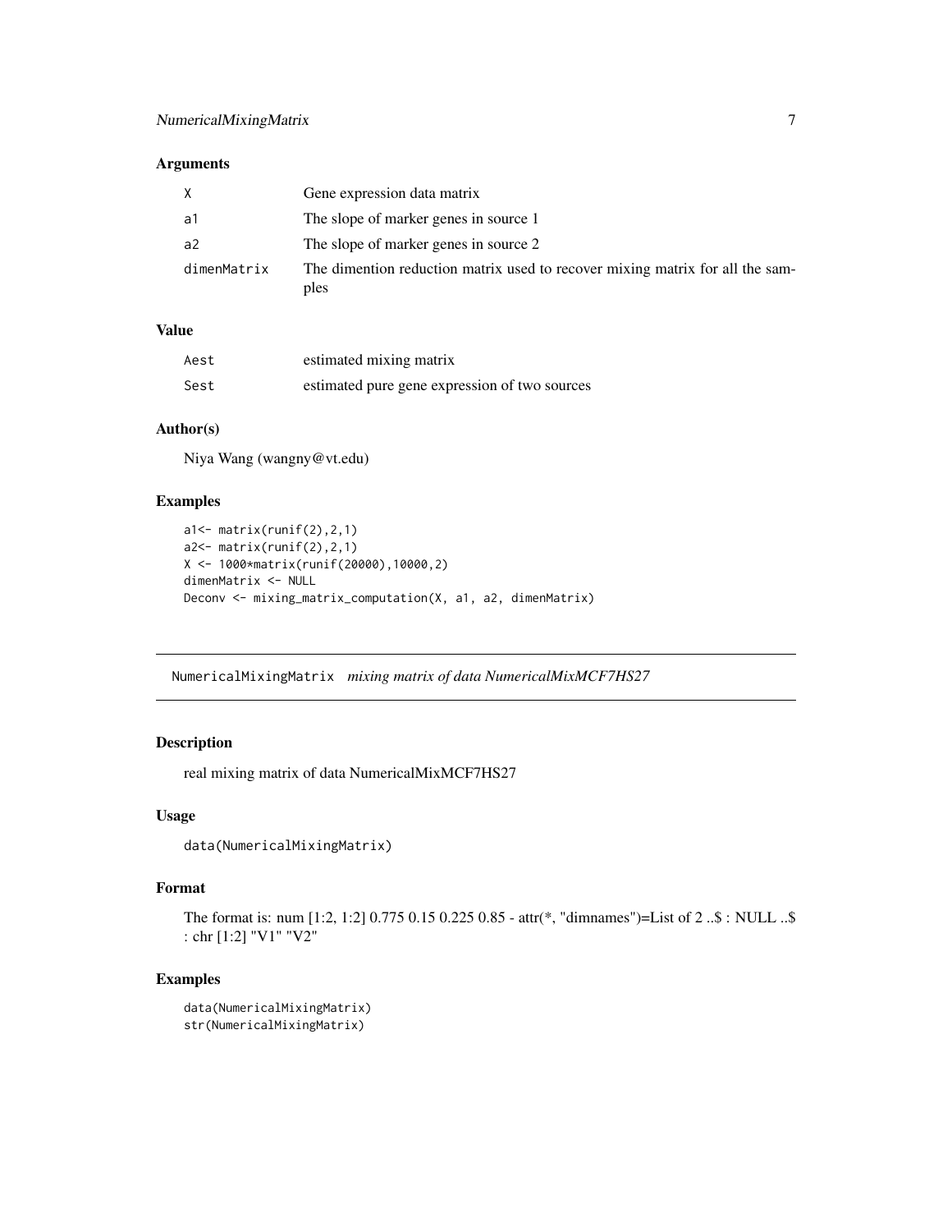### Arguments

| | |
|---|---|
| X | Gene expression data matrix |
| a1 | The slope of marker genes in source 1 |
| a2 | The slope of marker genes in source 2 |
| dimenMatrix | The dimention reduction matrix used to recover mixing matrix for all the samples |

### Value

| | |
|---|---|
| Aest | estimated mixing matrix |
| Sest | estimated pure gene expression of two sources |

### Author(s)

Niya Wang (wangny@vt.edu)

### Examples

```
a1<- matrix(runif(2),2,1)
a2<- matrix(runif(2),2,1)
X <- 1000*matrix(runif(20000),10000,2)
dimenMatrix <- NULL
Deconv <- mixing_matrix_computation(X, a1, a2, dimenMatrix)
```

---

## NumericalMixingMatrix *mixing matrix of data NumericalMixMCF7HS27*

---

### Description

real mixing matrix of data NumericalMixMCF7HS27

### Usage

```
data(NumericalMixingMatrix)
```

### Format

The format is: num [1:2, 1:2] 0.775 0.15 0.225 0.85 - attr(*, "dimnames")=List of 2 ..$ : NULL ..$ : chr [1:2] "V1" "V2"

### Examples

```
data(NumericalMixingMatrix)
str(NumericalMixingMatrix)
```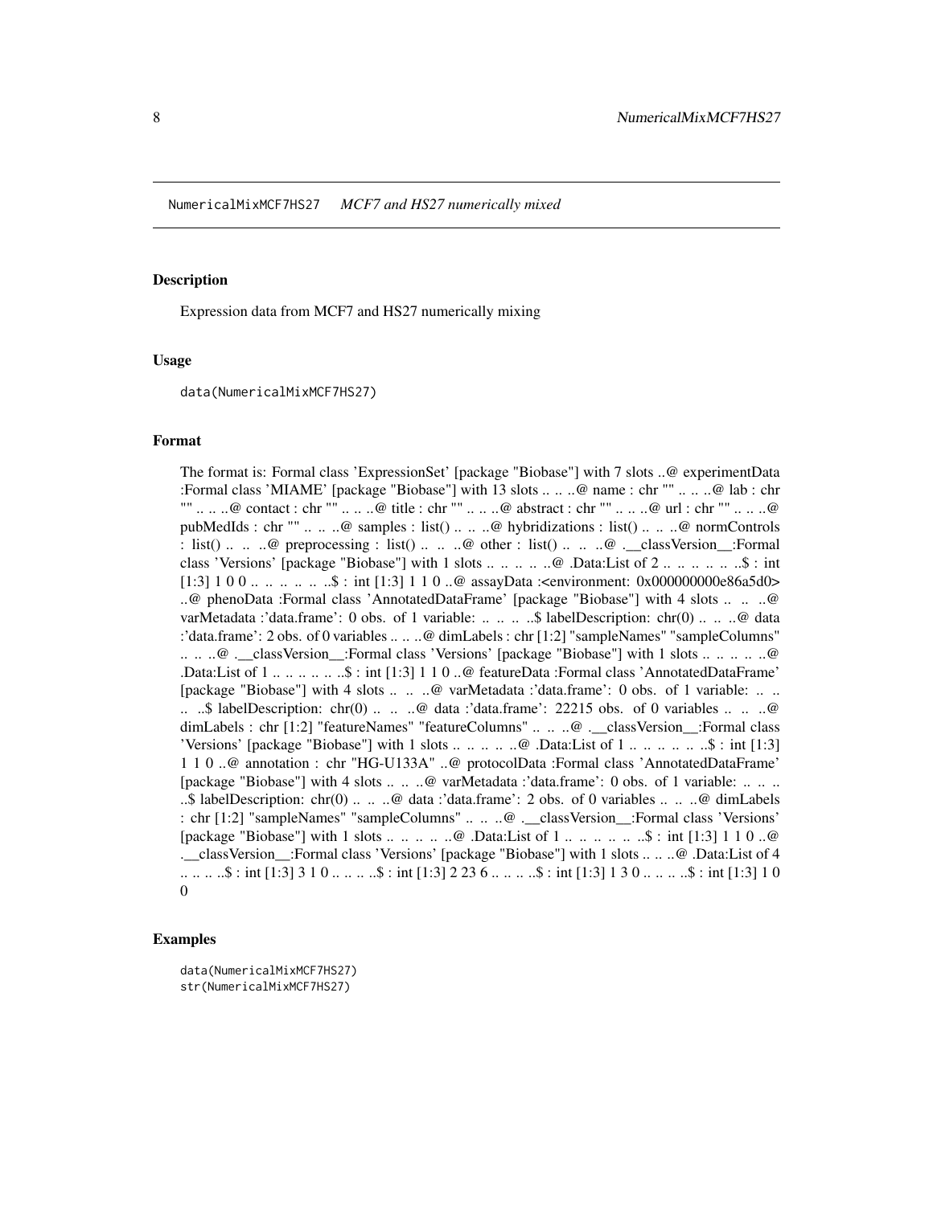NumericalMixMCF7HS27    *MCF7 and HS27 numerically mixed*

## Description

Expression data from MCF7 and HS27 numerically mixing

## Usage

```
data(NumericalMixMCF7HS27)
```

## Format

The format is: Formal class 'ExpressionSet' [package "Biobase"] with 7 slots ..@ experimentData :Formal class 'MIAME' [package "Biobase"] with 13 slots .. .. ..@ name : chr "" .. .. ..@ lab : chr "" .. .. ..@ contact : chr "" .. .. ..@ title : chr "" .. .. ..@ abstract : chr "" .. .. ..@ url : chr "" .. .. ..@ pubMedIds : chr "" .. .. ..@ samples : list() .. .. ..@ hybridizations : list() .. .. ..@ normControls : list() .. .. ..@ preprocessing : list() .. .. ..@ other : list() .. .. ..@ .__classVersion__:Formal class 'Versions' [package "Biobase"] with 1 slots .. .. .. .. ..@ .Data:List of 2 .. .. .. .. .. ..$ : int [1:3] 1 0 0 .. .. .. .. .. ..$ : int [1:3] 1 1 0 ..@ assayData :<environment: 0x000000000e86a5d0> ..@ phenoData :Formal class 'AnnotatedDataFrame' [package "Biobase"] with 4 slots .. .. ..@ varMetadata :'data.frame': 0 obs. of 1 variable: .. .. .. ..$ labelDescription: chr(0) .. .. ..@ data :'data.frame': 2 obs. of 0 variables .. .. ..@ dimLabels : chr [1:2] "sampleNames" "sampleColumns" .. .. ..@ .__classVersion__:Formal class 'Versions' [package "Biobase"] with 1 slots .. .. .. .. ..@ .Data:List of 1 .. .. .. .. .. ..$ : int [1:3] 1 1 0 ..@ featureData :Formal class 'AnnotatedDataFrame' [package "Biobase"] with 4 slots .. .. ..@ varMetadata :'data.frame': 0 obs. of 1 variable: .. .. .. ..$ labelDescription: chr(0) .. .. ..@ data :'data.frame': 22215 obs. of 0 variables .. .. ..@ dimLabels : chr [1:2] "featureNames" "featureColumns" .. .. ..@ .__classVersion__:Formal class 'Versions' [package "Biobase"] with 1 slots .. .. .. .. ..@ .Data:List of 1 .. .. .. .. .. ..$ : int [1:3] 1 1 0 ..@ annotation : chr "HG-U133A" ..@ protocolData :Formal class 'AnnotatedDataFrame' [package "Biobase"] with 4 slots .. .. ..@ varMetadata :'data.frame': 0 obs. of 1 variable: .. .. .. ..$ labelDescription: chr(0) .. .. ..@ data :'data.frame': 2 obs. of 0 variables .. .. ..@ dimLabels : chr [1:2] "sampleNames" "sampleColumns" .. .. ..@ .__classVersion__:Formal class 'Versions' [package "Biobase"] with 1 slots .. .. .. .. ..@ .Data:List of 1 .. .. .. .. .. ..$ : int [1:3] 1 1 0 ..@ .__classVersion__:Formal class 'Versions' [package "Biobase"] with 1 slots .. .. ..@ .Data:List of 4 .. .. .. ..$ : int [1:3] 3 1 0 .. .. .. ..$ : int [1:3] 2 23 6 .. .. .. ..$ : int [1:3] 1 3 0 .. .. .. ..$ : int [1:3] 1 0 0

## Examples

```
data(NumericalMixMCF7HS27)
str(NumericalMixMCF7HS27)
```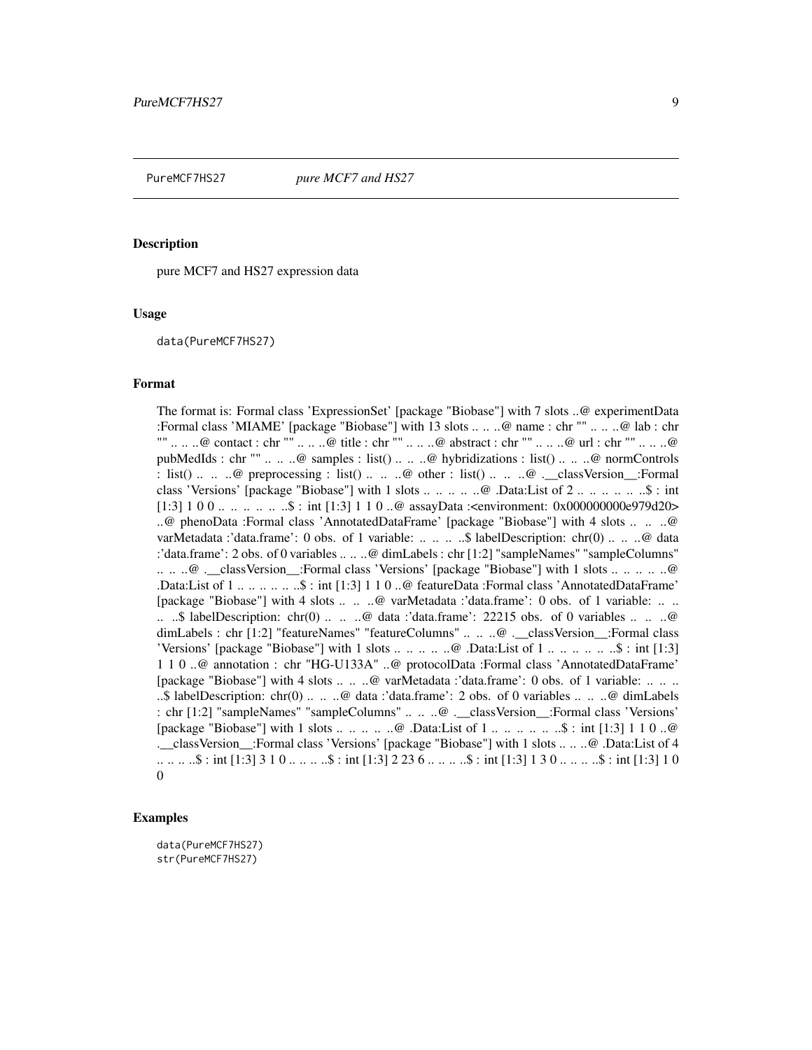PureMCF7HS27    *pure MCF7 and HS27*

## Description

pure MCF7 and HS27 expression data

## Usage

```
data(PureMCF7HS27)
```

## Format

The format is: Formal class 'ExpressionSet' [package "Biobase"] with 7 slots ..@ experimentData :Formal class 'MIAME' [package "Biobase"] with 13 slots .. .. ..@ name : chr "" .. .. ..@ lab : chr "" .. .. ..@ contact : chr "" .. .. ..@ title : chr "" .. .. ..@ abstract : chr "" .. .. ..@ url : chr "" .. .. ..@ pubMedIds : chr "" .. .. ..@ samples : list() .. .. ..@ hybridizations : list() .. .. ..@ normControls : list() .. .. ..@ preprocessing : list() .. .. ..@ other : list() .. .. ..@ .__classVersion__:Formal class 'Versions' [package "Biobase"] with 1 slots .. .. .. .. ..@ .Data:List of 2 .. .. .. .. .. ..$ : int [1:3] 1 0 0 .. .. .. .. .. ..$ : int [1:3] 1 1 0 ..@ assayData :<environment: 0x000000000e979d20> ..@ phenoData :Formal class 'AnnotatedDataFrame' [package "Biobase"] with 4 slots .. .. ..@ varMetadata :'data.frame': 0 obs. of 1 variable: .. .. .. ..$ labelDescription: chr(0) .. .. ..@ data :'data.frame': 2 obs. of 0 variables .. .. ..@ dimLabels : chr [1:2] "sampleNames" "sampleColumns" .. .. ..@ .__classVersion__:Formal class 'Versions' [package "Biobase"] with 1 slots .. .. .. .. ..@ .Data:List of 1 .. .. .. .. .. ..$ : int [1:3] 1 1 0 ..@ featureData :Formal class 'AnnotatedDataFrame' [package "Biobase"] with 4 slots .. .. ..@ varMetadata :'data.frame': 0 obs. of 1 variable: .. .. .. ..$ labelDescription: chr(0) .. .. ..@ data :'data.frame': 22215 obs. of 0 variables .. .. ..@ dimLabels : chr [1:2] "featureNames" "featureColumns" .. .. ..@ .__classVersion__:Formal class 'Versions' [package "Biobase"] with 1 slots .. .. .. .. ..@ .Data:List of 1 .. .. .. .. .. ..$ : int [1:3] 1 1 0 ..@ annotation : chr "HG-U133A" ..@ protocolData :Formal class 'AnnotatedDataFrame' [package "Biobase"] with 4 slots .. .. ..@ varMetadata :'data.frame': 0 obs. of 1 variable: .. .. .. ..$ labelDescription: chr(0) .. .. ..@ data :'data.frame': 2 obs. of 0 variables .. .. ..@ dimLabels : chr [1:2] "sampleNames" "sampleColumns" .. .. ..@ .__classVersion__:Formal class 'Versions' [package "Biobase"] with 1 slots .. .. .. .. ..@ .Data:List of 1 .. .. .. .. .. ..$ : int [1:3] 1 1 0 ..@ .__classVersion__:Formal class 'Versions' [package "Biobase"] with 1 slots .. .. ..@ .Data:List of 4 .. .. .. ..$ : int [1:3] 3 1 0 .. .. .. ..$ : int [1:3] 2 23 6 .. .. .. ..$ : int [1:3] 1 3 0 .. .. .. ..$ : int [1:3] 1 0 0

## Examples

```
data(PureMCF7HS27)
str(PureMCF7HS27)
```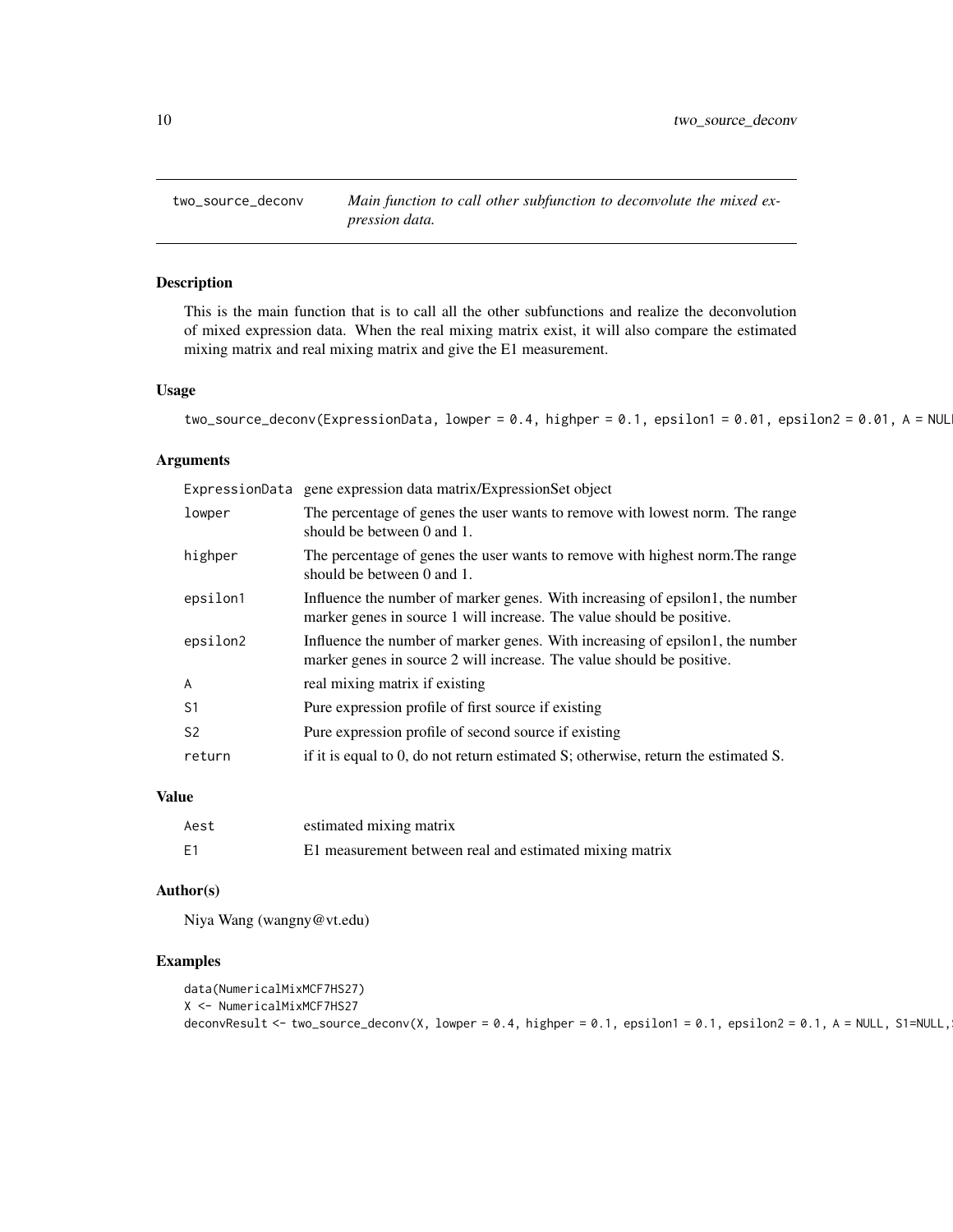## two_source_deconv

*Main function to call other subfunction to deconvolute the mixed expression data.*

### Description

This is the main function that is to call all the other subfunctions and realize the deconvolution of mixed expression data. When the real mixing matrix exist, it will also compare the estimated mixing matrix and real mixing matrix and give the E1 measurement.

### Usage

```
two_source_deconv(ExpressionData, lowper = 0.4, highper = 0.1, epsilon1 = 0.01, epsilon2 = 0.01, A = NULL
```

### Arguments

| | |
|---|---|
| ExpressionData | gene expression data matrix/ExpressionSet object |
| lowper | The percentage of genes the user wants to remove with lowest norm. The range should be between 0 and 1. |
| highper | The percentage of genes the user wants to remove with highest norm.The range should be between 0 and 1. |
| epsilon1 | Influence the number of marker genes. With increasing of epsilon1, the number marker genes in source 1 will increase. The value should be positive. |
| epsilon2 | Influence the number of marker genes. With increasing of epsilon1, the number marker genes in source 2 will increase. The value should be positive. |
| A | real mixing matrix if existing |
| S1 | Pure expression profile of first source if existing |
| S2 | Pure expression profile of second source if existing |
| return | if it is equal to 0, do not return estimated S; otherwise, return the estimated S. |

### Value

| | |
|---|---|
| Aest | estimated mixing matrix |
| E1 | E1 measurement between real and estimated mixing matrix |

### Author(s)

Niya Wang (wangny@vt.edu)

### Examples

```
data(NumericalMixMCF7HS27)
X <- NumericalMixMCF7HS27
deconvResult <- two_source_deconv(X, lowper = 0.4, highper = 0.1, epsilon1 = 0.1, epsilon2 = 0.1, A = NULL, S1=NULL,
```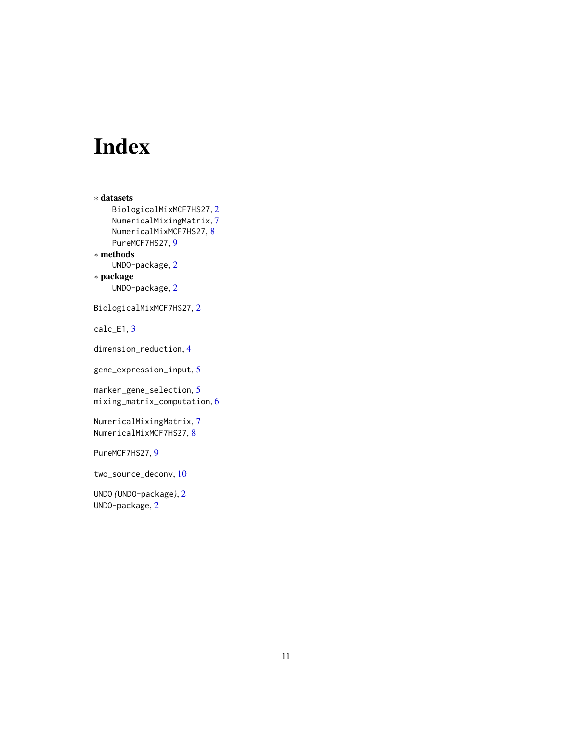# Index

∗ **datasets**
    BiologicalMixMCF7HS27, 2
    NumericalMixingMatrix, 7
    NumericalMixMCF7HS27, 8
    PureMCF7HS27, 9

∗ **methods**
    UNDO-package, 2

∗ **package**
    UNDO-package, 2

BiologicalMixMCF7HS27, 2

calc_E1, 3

dimension_reduction, 4

gene_expression_input, 5

marker_gene_selection, 5
mixing_matrix_computation, 6

NumericalMixingMatrix, 7
NumericalMixMCF7HS27, 8

PureMCF7HS27, 9

two_source_deconv, 10

UNDO *(UNDO-package)*, 2
UNDO-package, 2